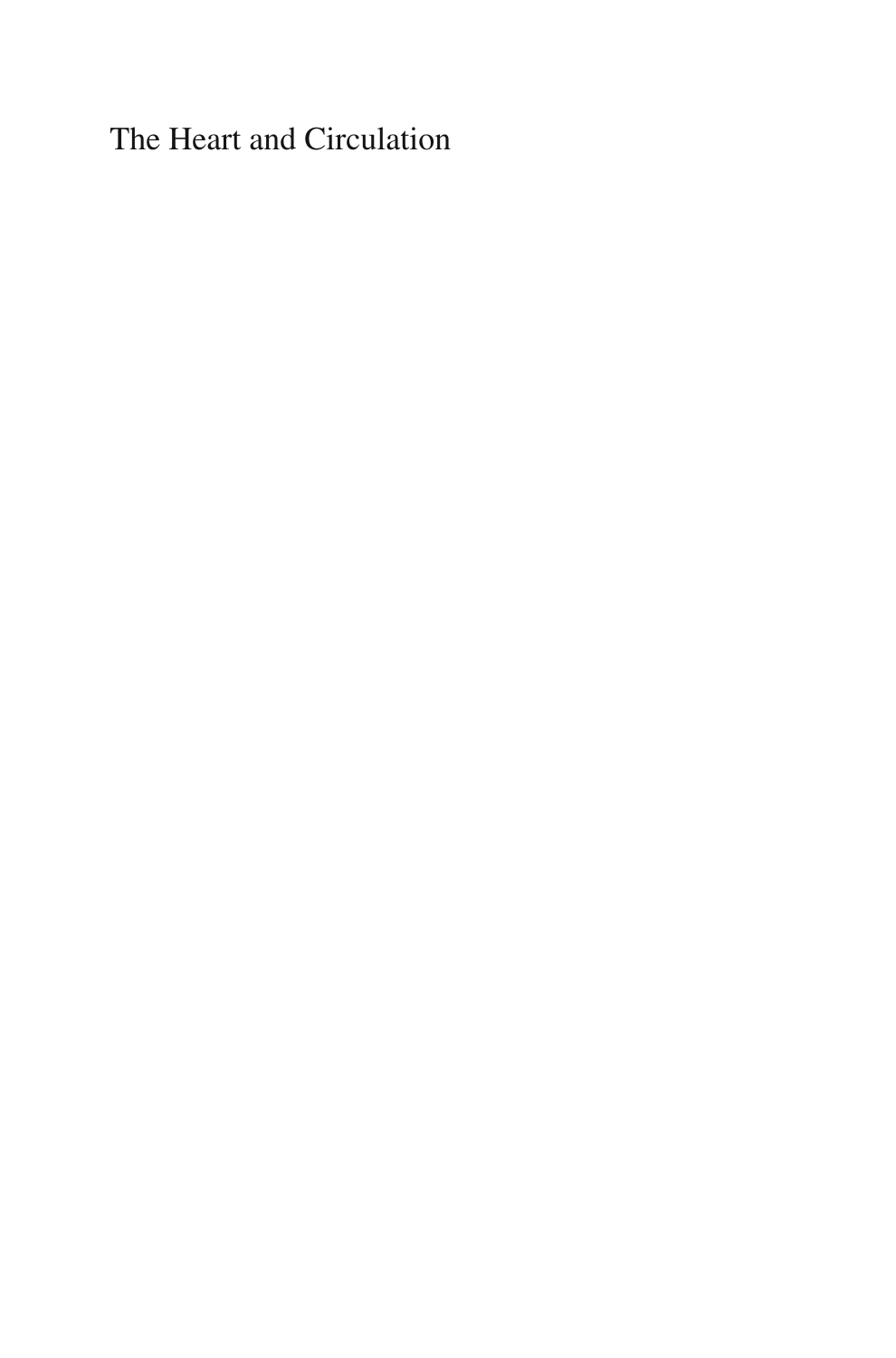# The Heart and Circulation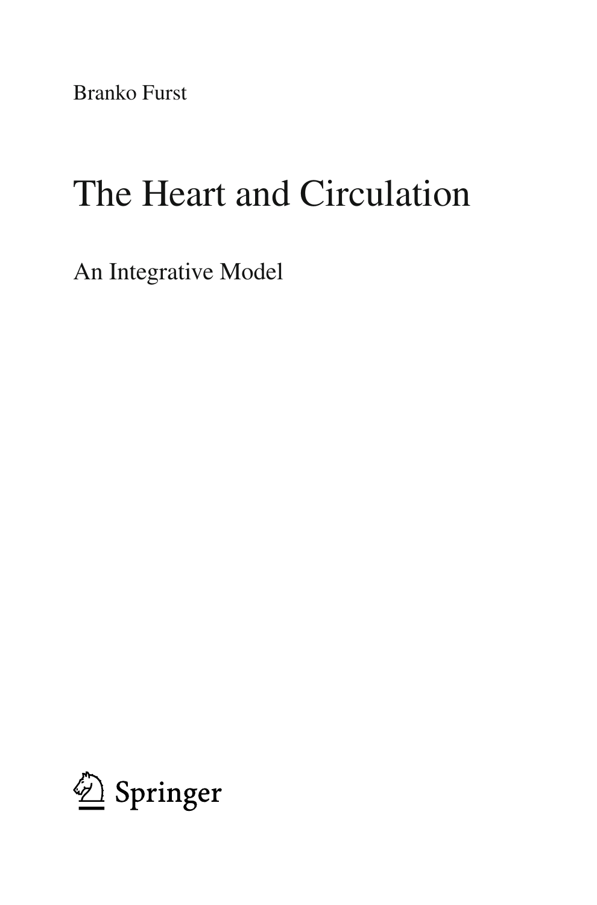Branko Furst

# The Heart and Circulation

## An Integrative Model

Springer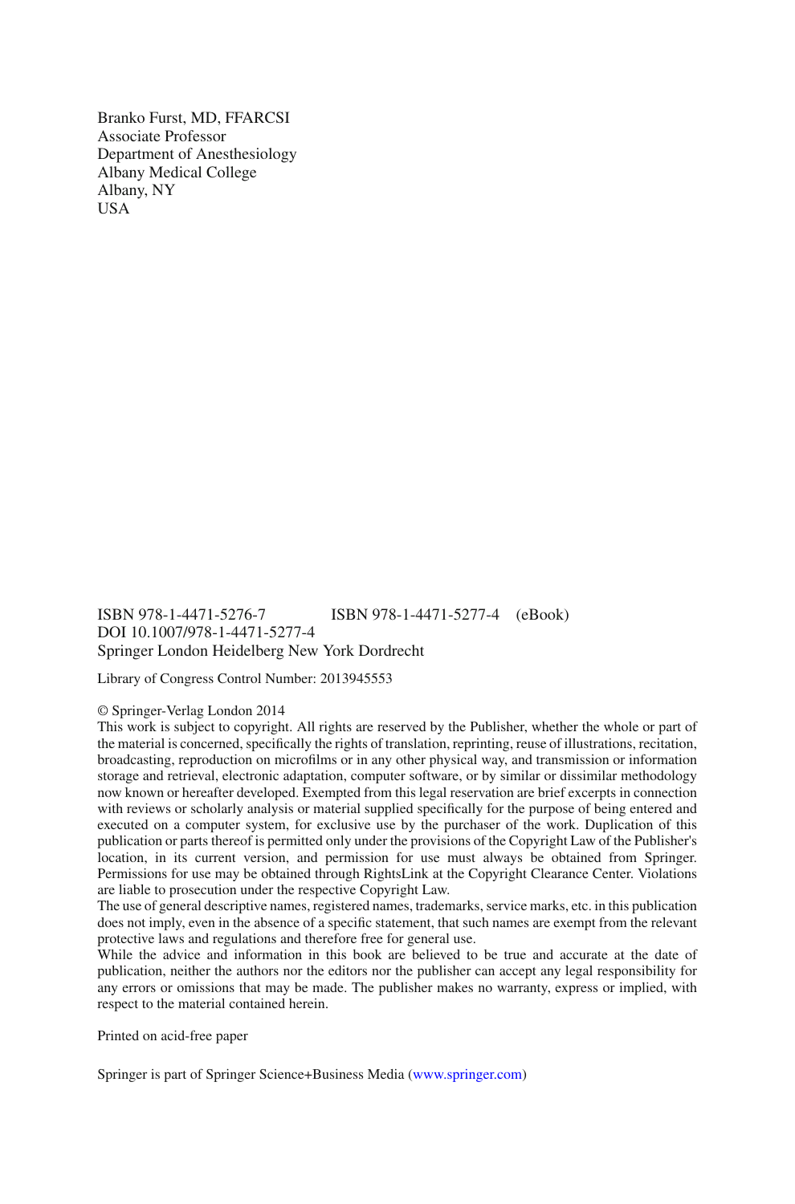Branko Furst, MD, FFARCSI
Associate Professor
Department of Anesthesiology
Albany Medical College
Albany, NY
USA

ISBN 978-1-4471-5276-7 ISBN 978-1-4471-5277-4 (eBook)
DOI 10.1007/978-1-4471-5277-4
Springer London Heidelberg New York Dordrecht

Library of Congress Control Number: 2013945553

© Springer-Verlag London 2014
This work is subject to copyright. All rights are reserved by the Publisher, whether the whole or part of the material is concerned, specifically the rights of translation, reprinting, reuse of illustrations, recitation, broadcasting, reproduction on microfilms or in any other physical way, and transmission or information storage and retrieval, electronic adaptation, computer software, or by similar or dissimilar methodology now known or hereafter developed. Exempted from this legal reservation are brief excerpts in connection with reviews or scholarly analysis or material supplied specifically for the purpose of being entered and executed on a computer system, for exclusive use by the purchaser of the work. Duplication of this publication or parts thereof is permitted only under the provisions of the Copyright Law of the Publisher's location, in its current version, and permission for use must always be obtained from Springer. Permissions for use may be obtained through RightsLink at the Copyright Clearance Center. Violations are liable to prosecution under the respective Copyright Law.
The use of general descriptive names, registered names, trademarks, service marks, etc. in this publication does not imply, even in the absence of a specific statement, that such names are exempt from the relevant protective laws and regulations and therefore free for general use.
While the advice and information in this book are believed to be true and accurate at the date of publication, neither the authors nor the editors nor the publisher can accept any legal responsibility for any errors or omissions that may be made. The publisher makes no warranty, express or implied, with respect to the material contained herein.

Printed on acid-free paper

Springer is part of Springer Science+Business Media (www.springer.com)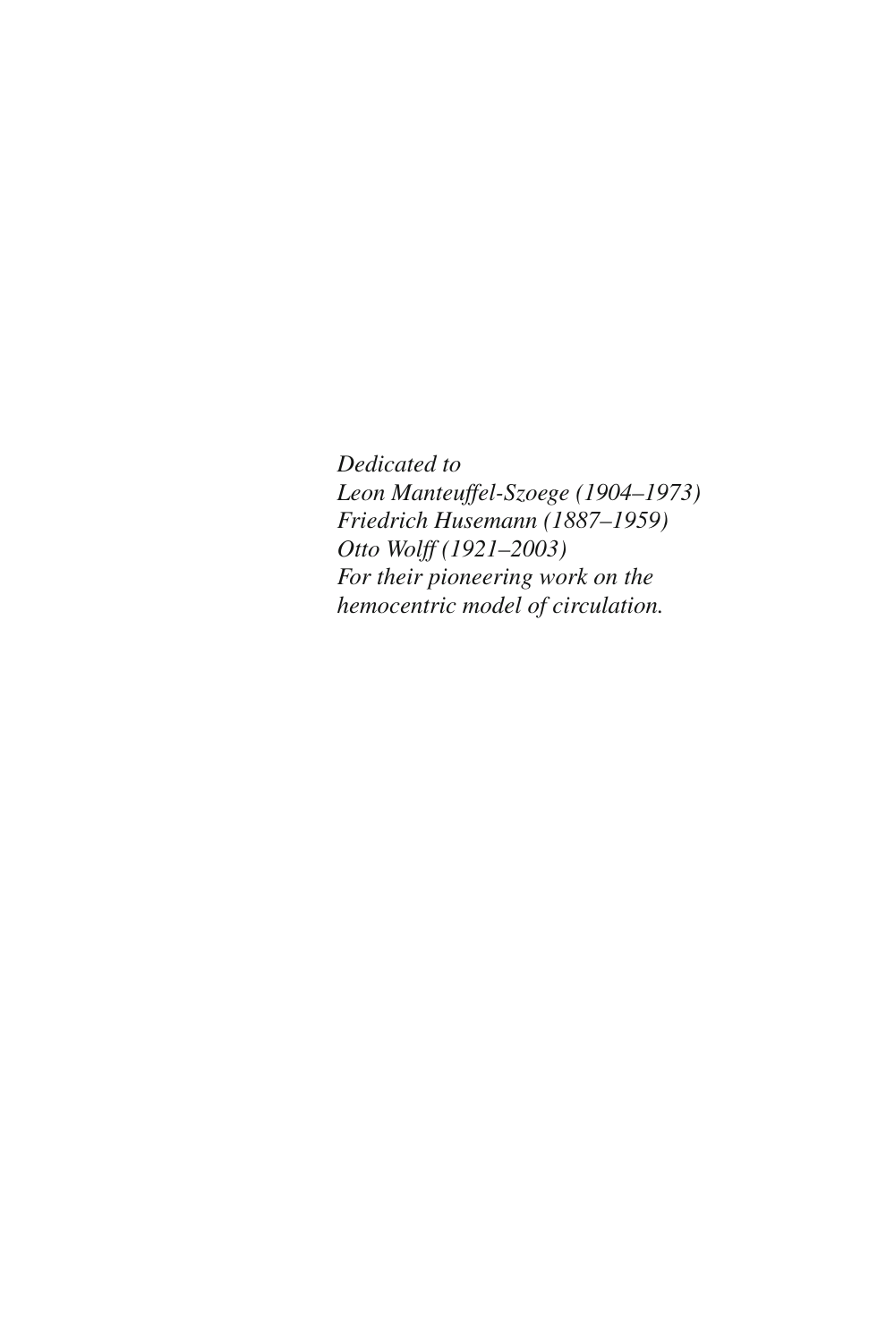*Dedicated to*
*Leon Manteuffel-Szoege (1904–1973)*
*Friedrich Husemann (1887–1959)*
*Otto Wolff (1921–2003)*
*For their pioneering work on the*
*hemocentric model of circulation.*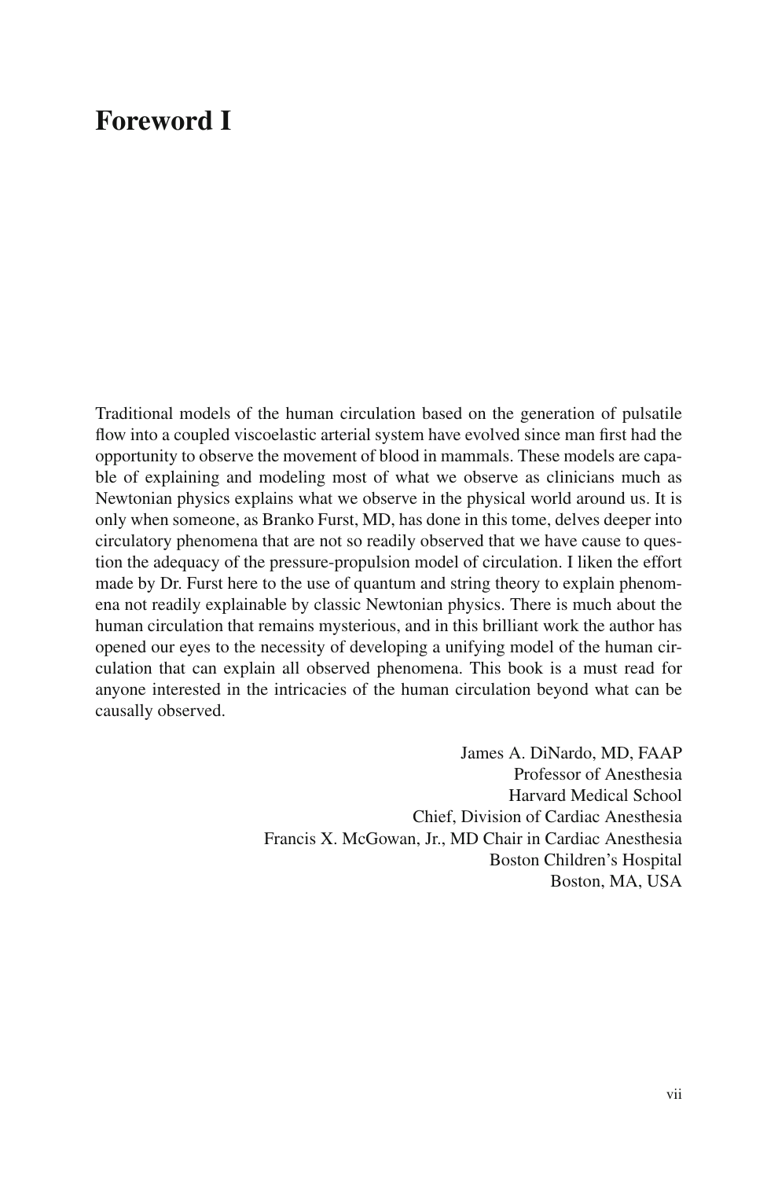# Foreword I

Traditional models of the human circulation based on the generation of pulsatile flow into a coupled viscoelastic arterial system have evolved since man first had the opportunity to observe the movement of blood in mammals. These models are capable of explaining and modeling most of what we observe as clinicians much as Newtonian physics explains what we observe in the physical world around us. It is only when someone, as Branko Furst, MD, has done in this tome, delves deeper into circulatory phenomena that are not so readily observed that we have cause to question the adequacy of the pressure-propulsion model of circulation. I liken the effort made by Dr. Furst here to the use of quantum and string theory to explain phenomena not readily explainable by classic Newtonian physics. There is much about the human circulation that remains mysterious, and in this brilliant work the author has opened our eyes to the necessity of developing a unifying model of the human circulation that can explain all observed phenomena. This book is a must read for anyone interested in the intricacies of the human circulation beyond what can be causally observed.

James A. DiNardo, MD, FAAP  
Professor of Anesthesia  
Harvard Medical School  
Chief, Division of Cardiac Anesthesia  
Francis X. McGowan, Jr., MD Chair in Cardiac Anesthesia  
Boston Children's Hospital  
Boston, MA, USA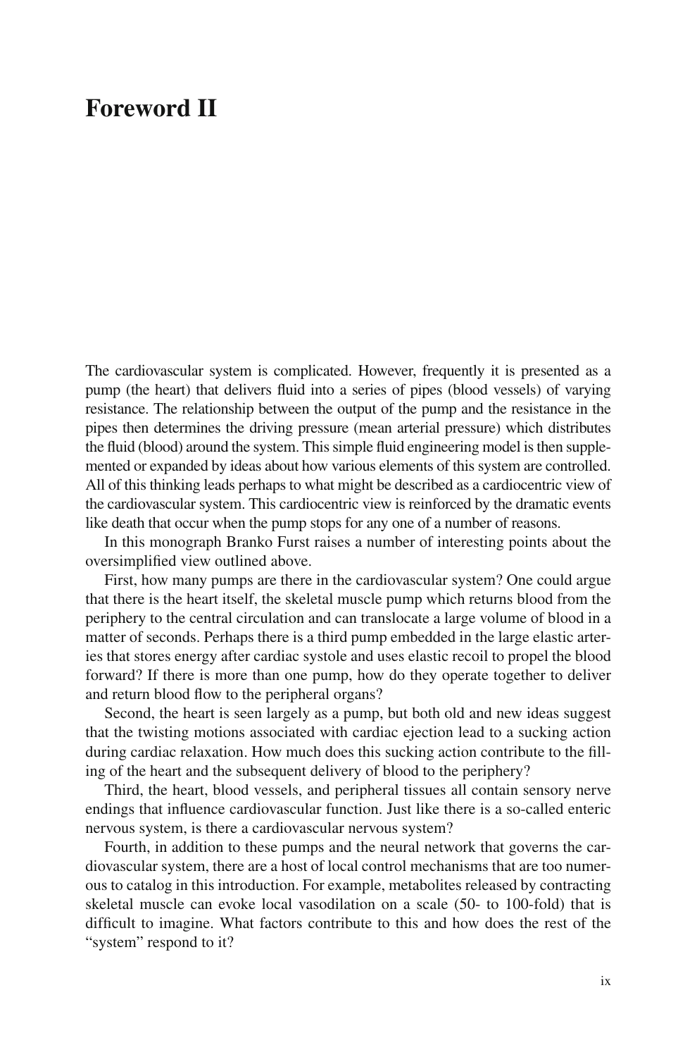# Foreword II

The cardiovascular system is complicated. However, frequently it is presented as a pump (the heart) that delivers fluid into a series of pipes (blood vessels) of varying resistance. The relationship between the output of the pump and the resistance in the pipes then determines the driving pressure (mean arterial pressure) which distributes the fluid (blood) around the system. This simple fluid engineering model is then supplemented or expanded by ideas about how various elements of this system are controlled. All of this thinking leads perhaps to what might be described as a cardiocentric view of the cardiovascular system. This cardiocentric view is reinforced by the dramatic events like death that occur when the pump stops for any one of a number of reasons.

In this monograph Branko Furst raises a number of interesting points about the oversimplified view outlined above.

First, how many pumps are there in the cardiovascular system? One could argue that there is the heart itself, the skeletal muscle pump which returns blood from the periphery to the central circulation and can translocate a large volume of blood in a matter of seconds. Perhaps there is a third pump embedded in the large elastic arteries that stores energy after cardiac systole and uses elastic recoil to propel the blood forward? If there is more than one pump, how do they operate together to deliver and return blood flow to the peripheral organs?

Second, the heart is seen largely as a pump, but both old and new ideas suggest that the twisting motions associated with cardiac ejection lead to a sucking action during cardiac relaxation. How much does this sucking action contribute to the filling of the heart and the subsequent delivery of blood to the periphery?

Third, the heart, blood vessels, and peripheral tissues all contain sensory nerve endings that influence cardiovascular function. Just like there is a so-called enteric nervous system, is there a cardiovascular nervous system?

Fourth, in addition to these pumps and the neural network that governs the cardiovascular system, there are a host of local control mechanisms that are too numerous to catalog in this introduction. For example, metabolites released by contracting skeletal muscle can evoke local vasodilation on a scale (50- to 100-fold) that is difficult to imagine. What factors contribute to this and how does the rest of the "system" respond to it?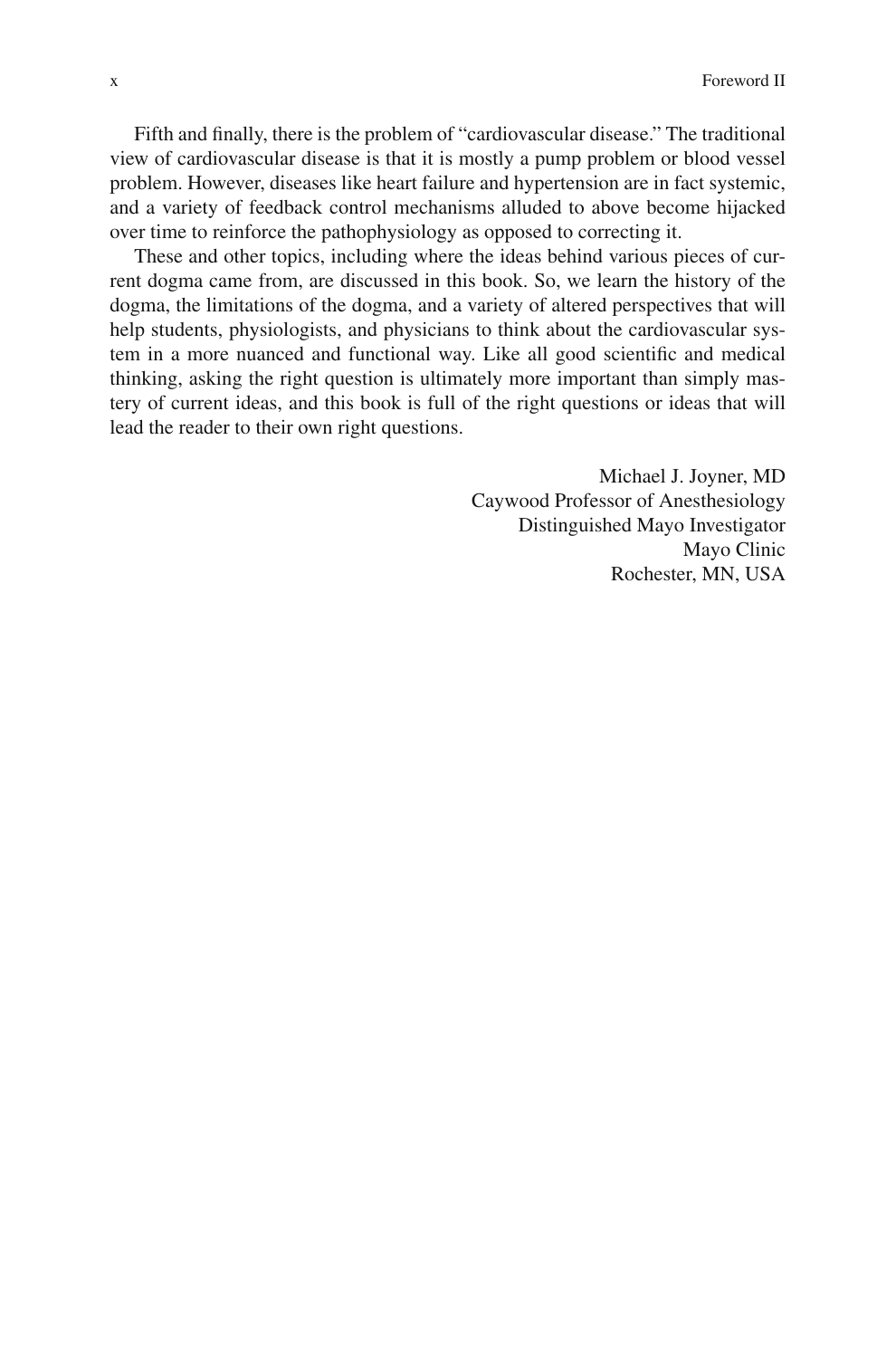Fifth and finally, there is the problem of "cardiovascular disease." The traditional view of cardiovascular disease is that it is mostly a pump problem or blood vessel problem. However, diseases like heart failure and hypertension are in fact systemic, and a variety of feedback control mechanisms alluded to above become hijacked over time to reinforce the pathophysiology as opposed to correcting it.

These and other topics, including where the ideas behind various pieces of current dogma came from, are discussed in this book. So, we learn the history of the dogma, the limitations of the dogma, and a variety of altered perspectives that will help students, physiologists, and physicians to think about the cardiovascular system in a more nuanced and functional way. Like all good scientific and medical thinking, asking the right question is ultimately more important than simply mastery of current ideas, and this book is full of the right questions or ideas that will lead the reader to their own right questions.

Michael J. Joyner, MD  
Caywood Professor of Anesthesiology  
Distinguished Mayo Investigator  
Mayo Clinic  
Rochester, MN, USA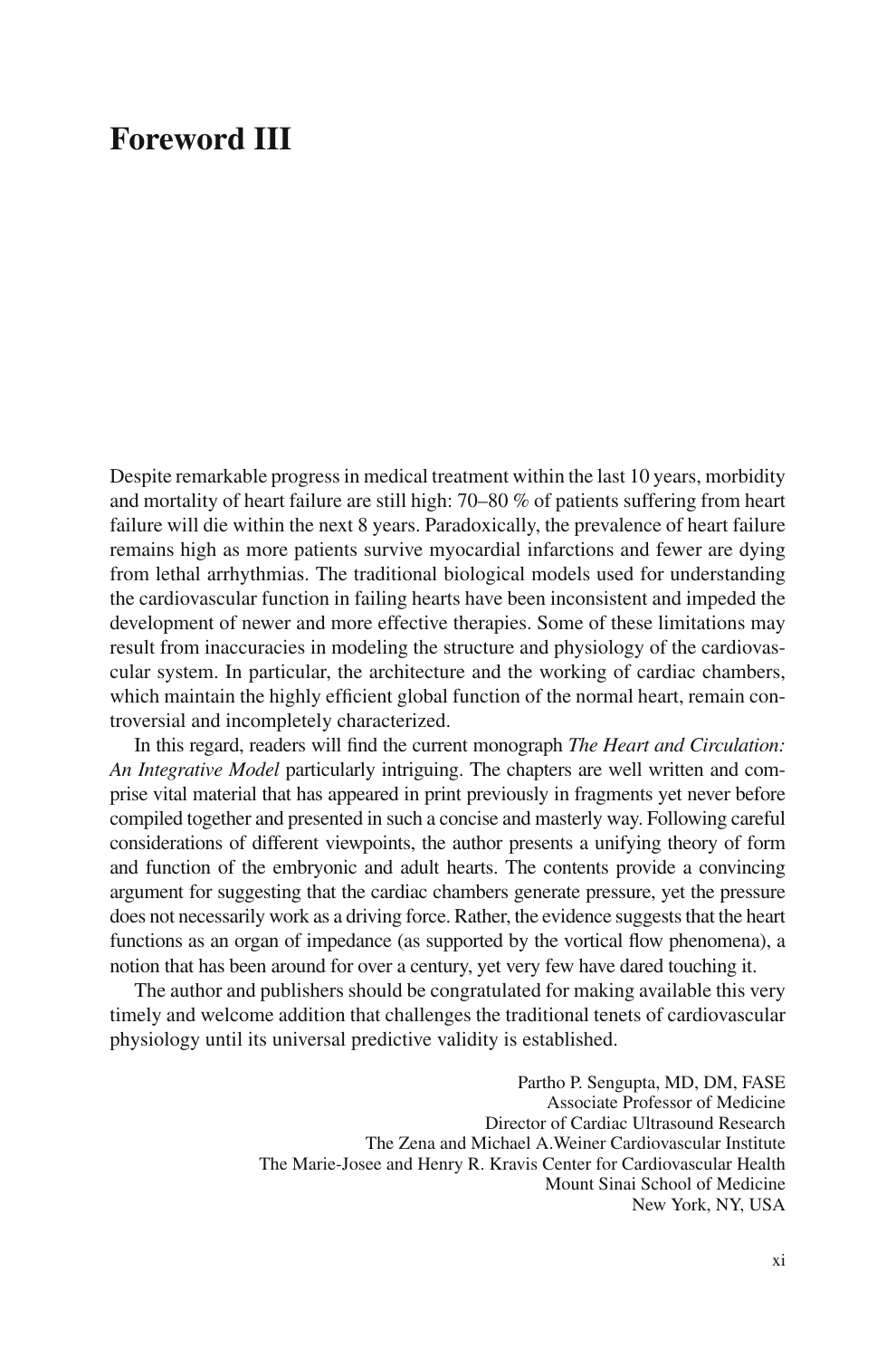# Foreword III

Despite remarkable progress in medical treatment within the last 10 years, morbidity and mortality of heart failure are still high: 70–80 % of patients suffering from heart failure will die within the next 8 years. Paradoxically, the prevalence of heart failure remains high as more patients survive myocardial infarctions and fewer are dying from lethal arrhythmias. The traditional biological models used for understanding the cardiovascular function in failing hearts have been inconsistent and impeded the development of newer and more effective therapies. Some of these limitations may result from inaccuracies in modeling the structure and physiology of the cardiovascular system. In particular, the architecture and the working of cardiac chambers, which maintain the highly efficient global function of the normal heart, remain controversial and incompletely characterized.

In this regard, readers will find the current monograph *The Heart and Circulation: An Integrative Model* particularly intriguing. The chapters are well written and comprise vital material that has appeared in print previously in fragments yet never before compiled together and presented in such a concise and masterly way. Following careful considerations of different viewpoints, the author presents a unifying theory of form and function of the embryonic and adult hearts. The contents provide a convincing argument for suggesting that the cardiac chambers generate pressure, yet the pressure does not necessarily work as a driving force. Rather, the evidence suggests that the heart functions as an organ of impedance (as supported by the vortical flow phenomena), a notion that has been around for over a century, yet very few have dared touching it.

The author and publishers should be congratulated for making available this very timely and welcome addition that challenges the traditional tenets of cardiovascular physiology until its universal predictive validity is established.

Partho P. Sengupta, MD, DM, FASE
Associate Professor of Medicine
Director of Cardiac Ultrasound Research
The Zena and Michael A.Weiner Cardiovascular Institute
The Marie-Josee and Henry R. Kravis Center for Cardiovascular Health
Mount Sinai School of Medicine
New York, NY, USA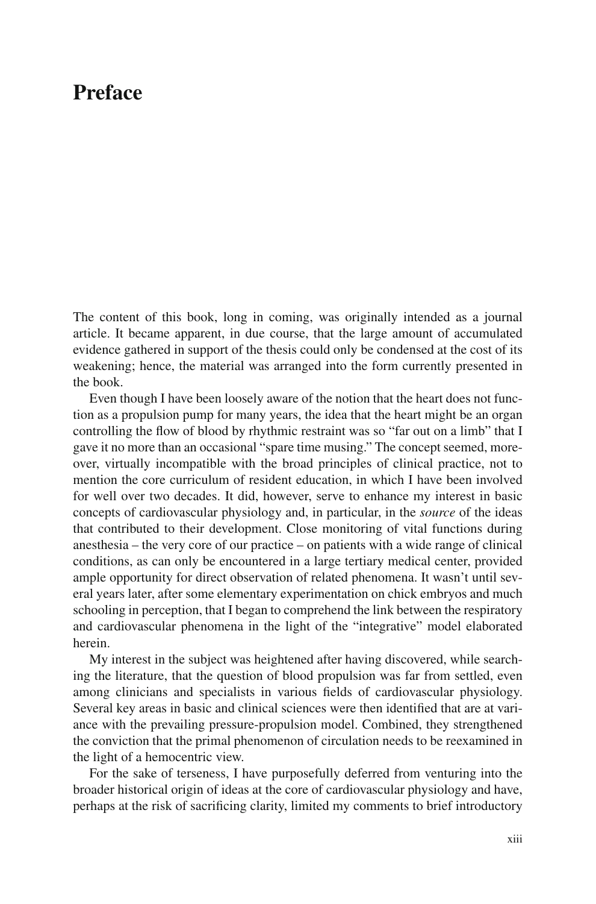# Preface

The content of this book, long in coming, was originally intended as a journal article. It became apparent, in due course, that the large amount of accumulated evidence gathered in support of the thesis could only be condensed at the cost of its weakening; hence, the material was arranged into the form currently presented in the book.

Even though I have been loosely aware of the notion that the heart does not function as a propulsion pump for many years, the idea that the heart might be an organ controlling the flow of blood by rhythmic restraint was so "far out on a limb" that I gave it no more than an occasional "spare time musing." The concept seemed, moreover, virtually incompatible with the broad principles of clinical practice, not to mention the core curriculum of resident education, in which I have been involved for well over two decades. It did, however, serve to enhance my interest in basic concepts of cardiovascular physiology and, in particular, in the *source* of the ideas that contributed to their development. Close monitoring of vital functions during anesthesia – the very core of our practice – on patients with a wide range of clinical conditions, as can only be encountered in a large tertiary medical center, provided ample opportunity for direct observation of related phenomena. It wasn't until several years later, after some elementary experimentation on chick embryos and much schooling in perception, that I began to comprehend the link between the respiratory and cardiovascular phenomena in the light of the "integrative" model elaborated herein.

My interest in the subject was heightened after having discovered, while searching the literature, that the question of blood propulsion was far from settled, even among clinicians and specialists in various fields of cardiovascular physiology. Several key areas in basic and clinical sciences were then identified that are at variance with the prevailing pressure-propulsion model. Combined, they strengthened the conviction that the primal phenomenon of circulation needs to be reexamined in the light of a hemocentric view.

For the sake of terseness, I have purposefully deferred from venturing into the broader historical origin of ideas at the core of cardiovascular physiology and have, perhaps at the risk of sacrificing clarity, limited my comments to brief introductory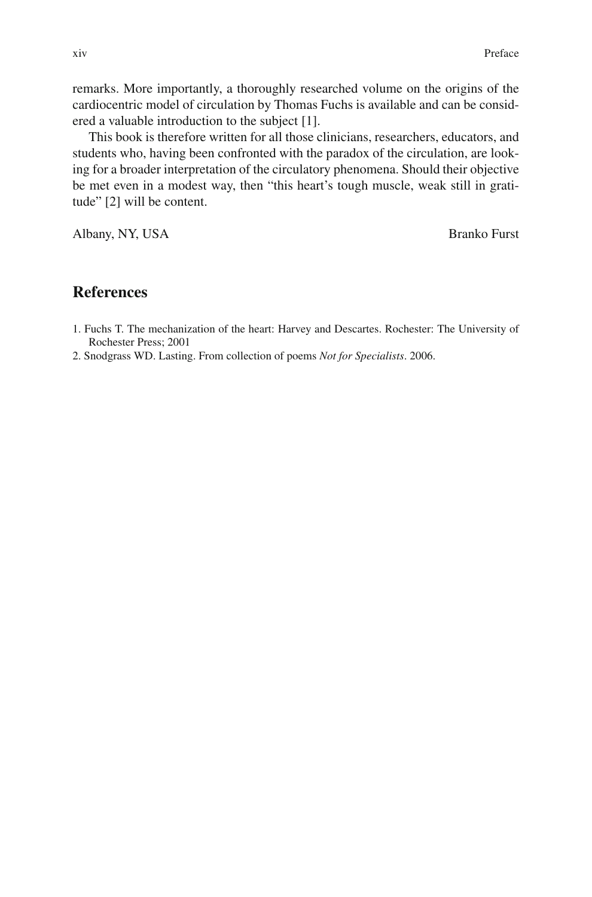remarks. More importantly, a thoroughly researched volume on the origins of the cardiocentric model of circulation by Thomas Fuchs is available and can be considered a valuable introduction to the subject [1].

This book is therefore written for all those clinicians, researchers, educators, and students who, having been confronted with the paradox of the circulation, are looking for a broader interpretation of the circulatory phenomena. Should their objective be met even in a modest way, then "this heart's tough muscle, weak still in gratitude" [2] will be content.

Albany, NY, USA Branko Furst

## References

1. Fuchs T. The mechanization of the heart: Harvey and Descartes. Rochester: The University of Rochester Press; 2001
2. Snodgrass WD. Lasting. From collection of poems *Not for Specialists*. 2006.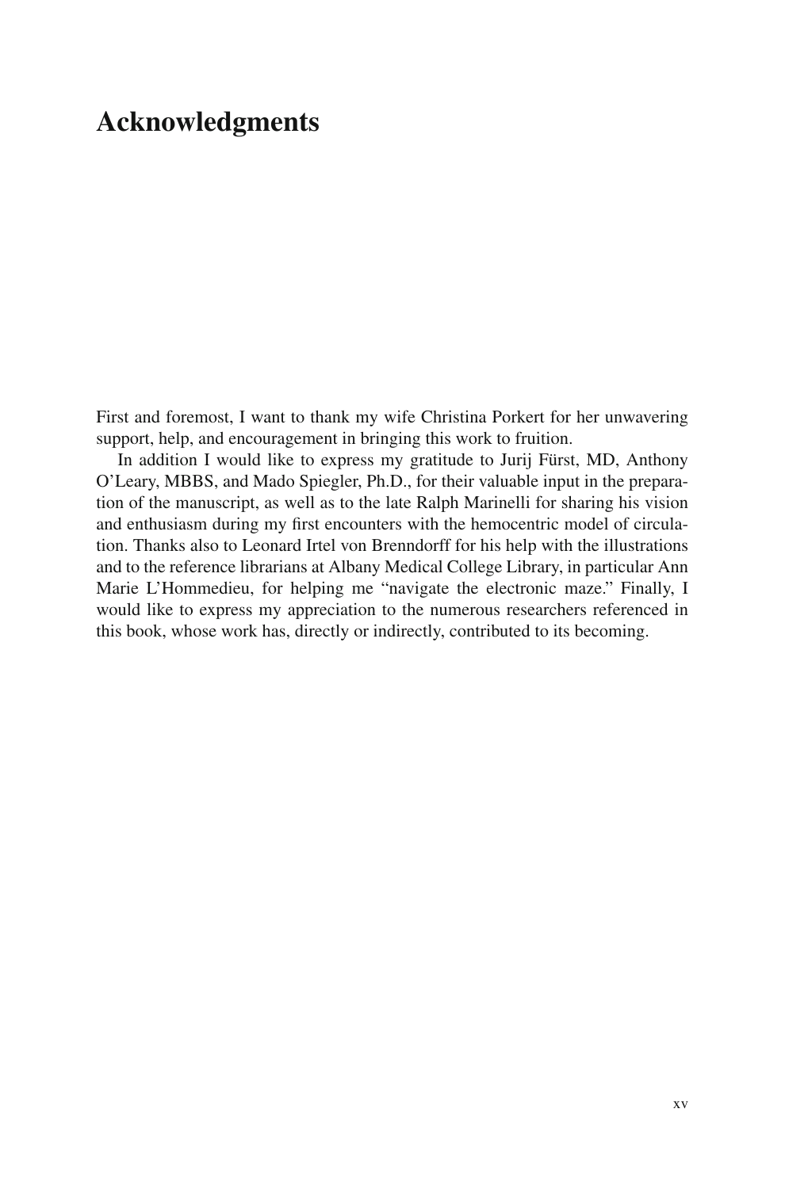# Acknowledgments

First and foremost, I want to thank my wife Christina Porkert for her unwavering support, help, and encouragement in bringing this work to fruition.

In addition I would like to express my gratitude to Jurij Fürst, MD, Anthony O'Leary, MBBS, and Mado Spiegler, Ph.D., for their valuable input in the preparation of the manuscript, as well as to the late Ralph Marinelli for sharing his vision and enthusiasm during my first encounters with the hemocentric model of circulation. Thanks also to Leonard Irtel von Brenndorff for his help with the illustrations and to the reference librarians at Albany Medical College Library, in particular Ann Marie L'Hommedieu, for helping me "navigate the electronic maze." Finally, I would like to express my appreciation to the numerous researchers referenced in this book, whose work has, directly or indirectly, contributed to its becoming.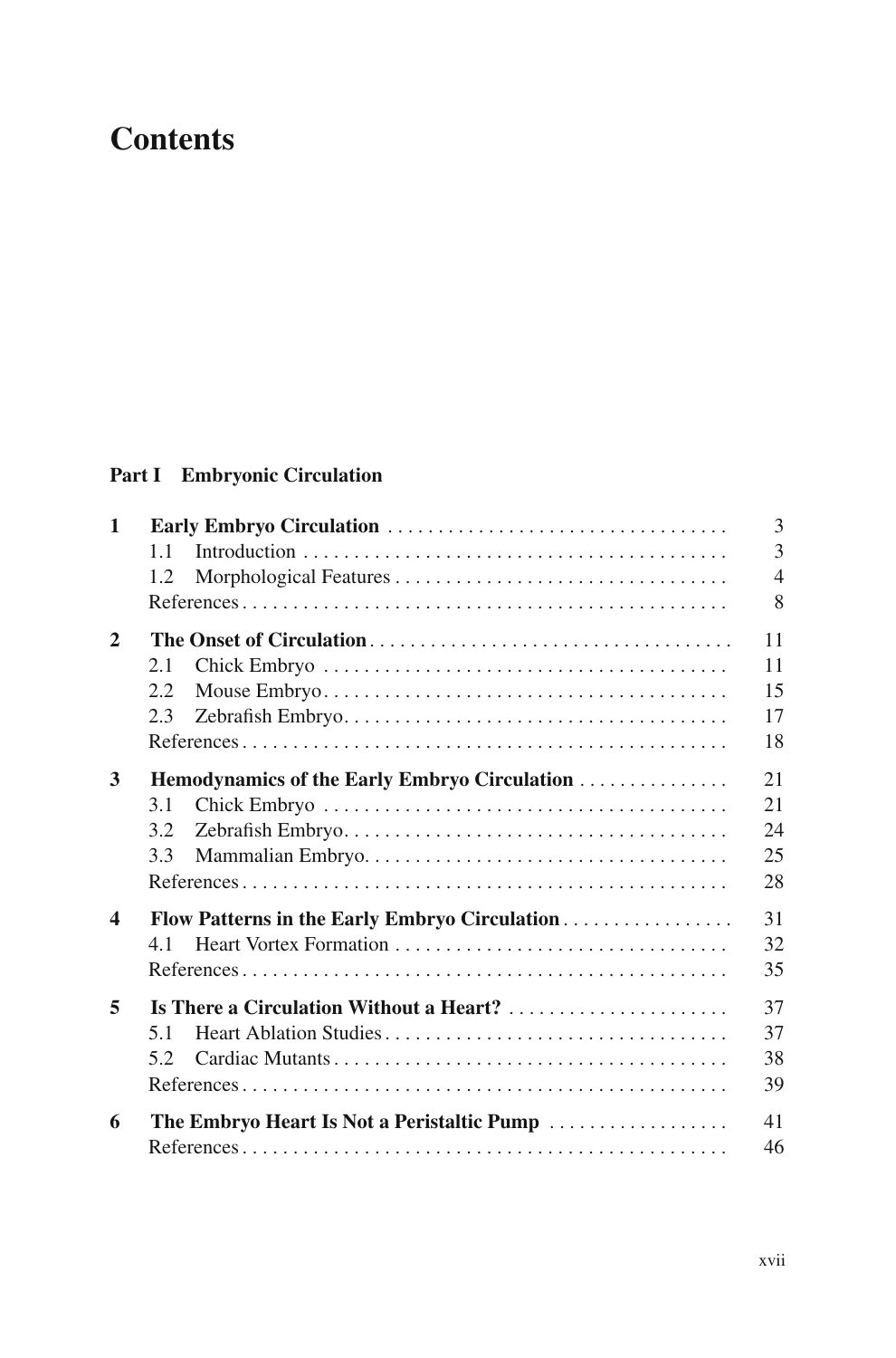# Contents

## Part I Embryonic Circulation

**1 Early Embryo Circulation** . . . . . . . . . . 3
- 1.1 Introduction . . . . . . . . . . 3
- 1.2 Morphological Features . . . . . . . . . . 4
- References . . . . . . . . . . 8

**2 The Onset of Circulation** . . . . . . . . . . 11
- 2.1 Chick Embryo . . . . . . . . . . 11
- 2.2 Mouse Embryo . . . . . . . . . . 15
- 2.3 Zebrafish Embryo . . . . . . . . . . 17
- References . . . . . . . . . . 18

**3 Hemodynamics of the Early Embryo Circulation** . . . . . . . . . . 21
- 3.1 Chick Embryo . . . . . . . . . . 21
- 3.2 Zebrafish Embryo . . . . . . . . . . 24
- 3.3 Mammalian Embryo . . . . . . . . . . 25
- References . . . . . . . . . . 28

**4 Flow Patterns in the Early Embryo Circulation** . . . . . . . . . . 31
- 4.1 Heart Vortex Formation . . . . . . . . . . 32
- References . . . . . . . . . . 35

**5 Is There a Circulation Without a Heart?** . . . . . . . . . . 37
- 5.1 Heart Ablation Studies . . . . . . . . . . 37
- 5.2 Cardiac Mutants . . . . . . . . . . 38
- References . . . . . . . . . . 39

**6 The Embryo Heart Is Not a Peristaltic Pump** . . . . . . . . . . 41
- References . . . . . . . . . . 46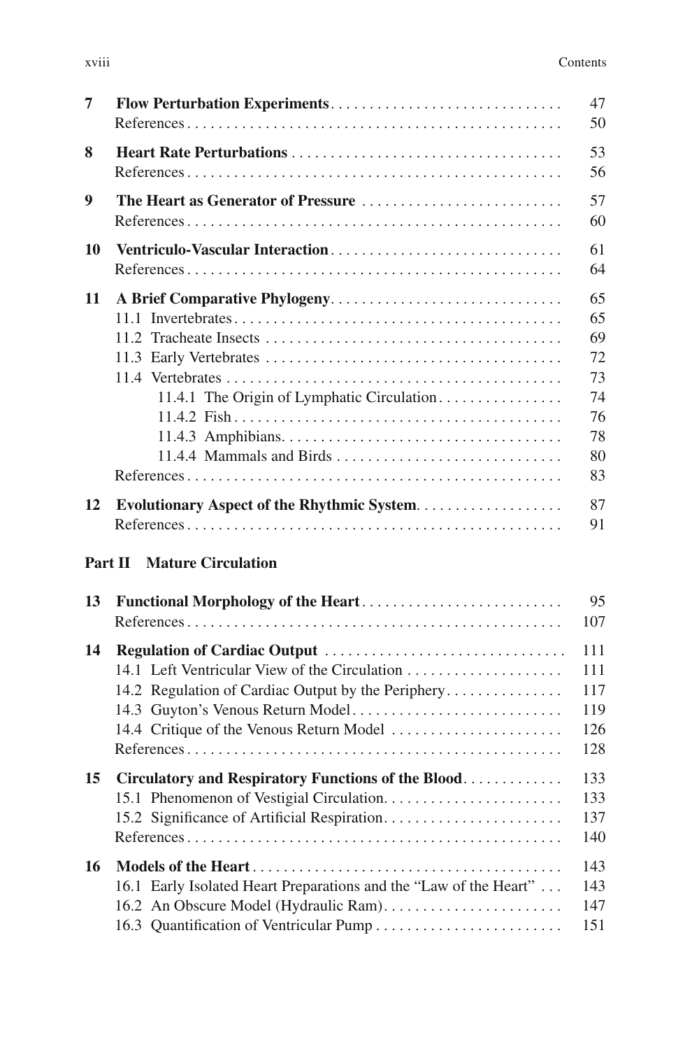**7 Flow Perturbation Experiments** ..... 47
References ..... 50

**8 Heart Rate Perturbations** ..... 53
References ..... 56

**9 The Heart as Generator of Pressure** ..... 57
References ..... 60

**10 Ventriculo-Vascular Interaction** ..... 61
References ..... 64

**11 A Brief Comparative Phylogeny** ..... 65
- 11.1 Invertebrates ..... 65
- 11.2 Tracheate Insects ..... 69
- 11.3 Early Vertebrates ..... 72
- 11.4 Vertebrates ..... 73
  - 11.4.1 The Origin of Lymphatic Circulation ..... 74
  - 11.4.2 Fish ..... 76
  - 11.4.3 Amphibians ..... 78
  - 11.4.4 Mammals and Birds ..... 80

References ..... 83

**12 Evolutionary Aspect of the Rhythmic System** ..... 87
References ..... 91

## Part II Mature Circulation

**13 Functional Morphology of the Heart** ..... 95
References ..... 107

**14 Regulation of Cardiac Output** ..... 111
- 14.1 Left Ventricular View of the Circulation ..... 111
- 14.2 Regulation of Cardiac Output by the Periphery ..... 117
- 14.3 Guyton's Venous Return Model ..... 119
- 14.4 Critique of the Venous Return Model ..... 126

References ..... 128

**15 Circulatory and Respiratory Functions of the Blood** ..... 133
- 15.1 Phenomenon of Vestigial Circulation ..... 133
- 15.2 Significance of Artificial Respiration ..... 137

References ..... 140

**16 Models of the Heart** ..... 143
- 16.1 Early Isolated Heart Preparations and the "Law of the Heart" ..... 143
- 16.2 An Obscure Model (Hydraulic Ram) ..... 147
- 16.3 Quantification of Ventricular Pump ..... 151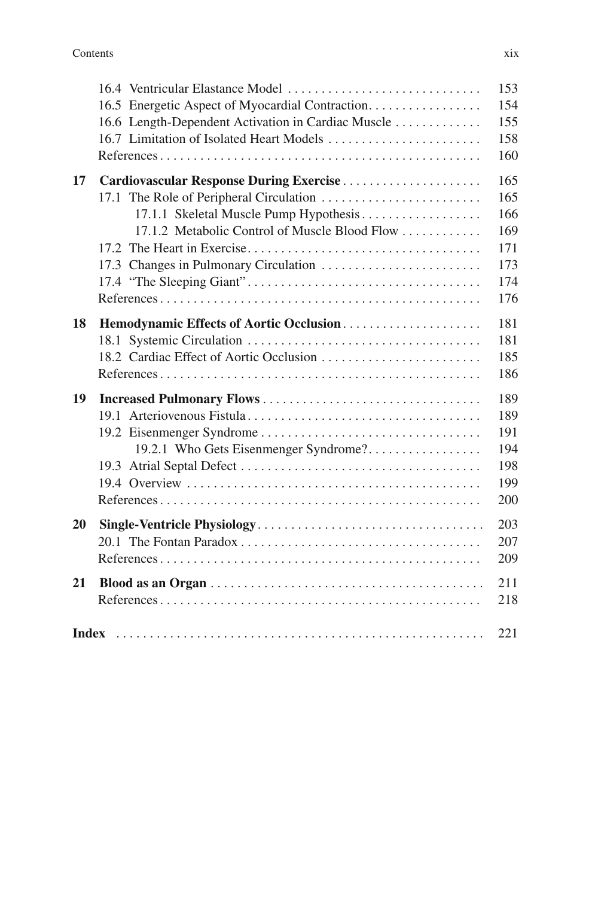16.4 Ventricular Elastance Model ..... 153
16.5 Energetic Aspect of Myocardial Contraction..... 154
16.6 Length-Dependent Activation in Cardiac Muscle ..... 155
16.7 Limitation of Isolated Heart Models ..... 158
References..... 160

**17 Cardiovascular Response During Exercise** ..... 165
17.1 The Role of Peripheral Circulation ..... 165
17.1.1 Skeletal Muscle Pump Hypothesis..... 166
17.1.2 Metabolic Control of Muscle Blood Flow ..... 169
17.2 The Heart in Exercise..... 171
17.3 Changes in Pulmonary Circulation ..... 173
17.4 "The Sleeping Giant"..... 174
References..... 176

**18 Hemodynamic Effects of Aortic Occlusion**..... 181
18.1 Systemic Circulation ..... 181
18.2 Cardiac Effect of Aortic Occlusion ..... 185
References..... 186

**19 Increased Pulmonary Flows**..... 189
19.1 Arteriovenous Fistula..... 189
19.2 Eisenmenger Syndrome ..... 191
19.2.1 Who Gets Eisenmenger Syndrome?..... 194
19.3 Atrial Septal Defect ..... 198
19.4 Overview ..... 199
References..... 200

**20 Single-Ventricle Physiology**..... 203
20.1 The Fontan Paradox ..... 207
References..... 209

**21 Blood as an Organ** ..... 211
References..... 218

**Index** ..... 221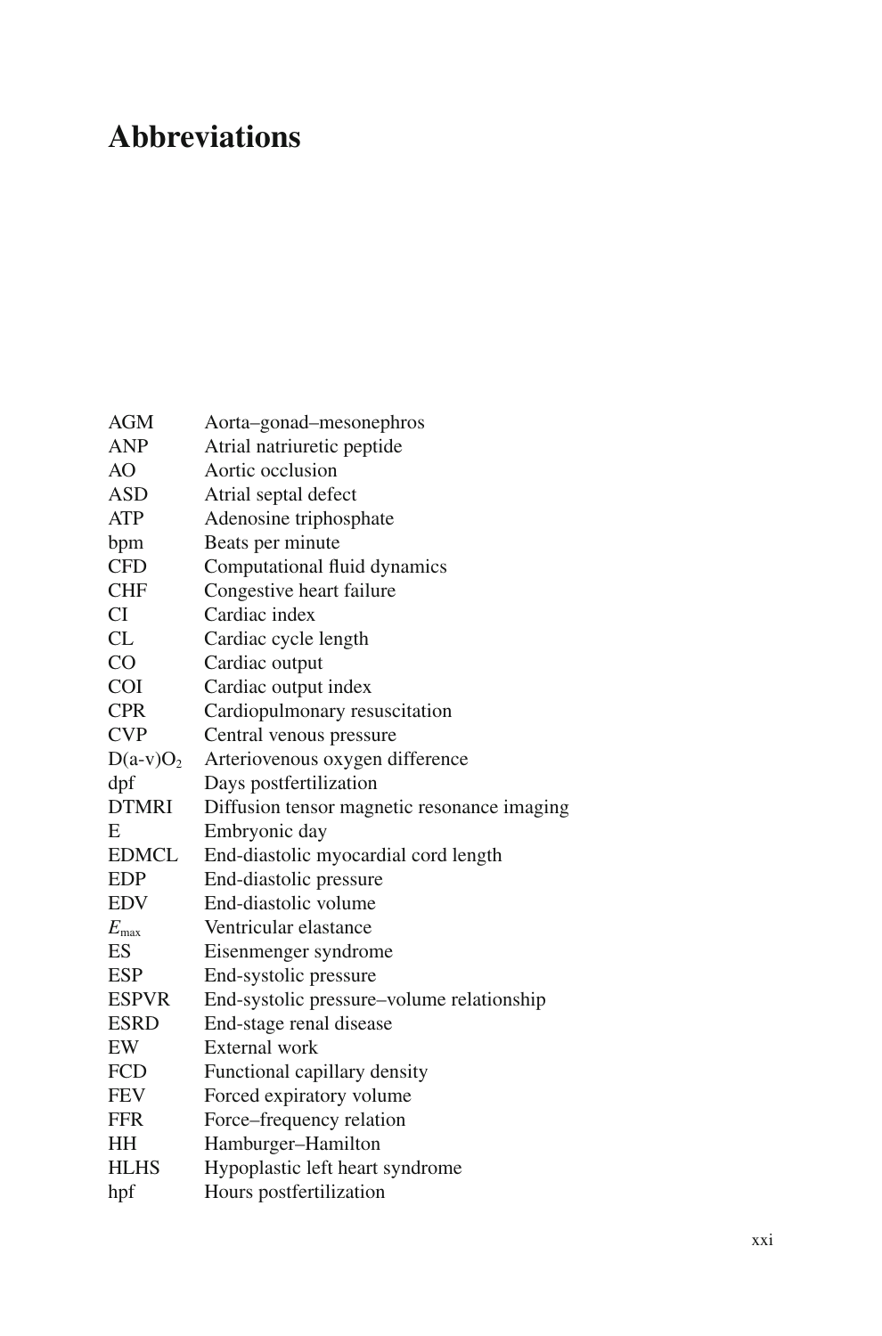# Abbreviations

| | |
|---|---|
| AGM | Aorta–gonad–mesonephros |
| ANP | Atrial natriuretic peptide |
| AO | Aortic occlusion |
| ASD | Atrial septal defect |
| ATP | Adenosine triphosphate |
| bpm | Beats per minute |
| CFD | Computational fluid dynamics |
| CHF | Congestive heart failure |
| CI | Cardiac index |
| CL | Cardiac cycle length |
| CO | Cardiac output |
| COI | Cardiac output index |
| CPR | Cardiopulmonary resuscitation |
| CVP | Central venous pressure |
| $D(a\text{-}v)O_2$ | Arteriovenous oxygen difference |
| dpf | Days postfertilization |
| DTMRI | Diffusion tensor magnetic resonance imaging |
| E | Embryonic day |
| EDMCL | End-diastolic myocardial cord length |
| EDP | End-diastolic pressure |
| EDV | End-diastolic volume |
| $E_{max}$ | Ventricular elastance |
| ES | Eisenmenger syndrome |
| ESP | End-systolic pressure |
| ESPVR | End-systolic pressure–volume relationship |
| ESRD | End-stage renal disease |
| EW | External work |
| FCD | Functional capillary density |
| FEV | Forced expiratory volume |
| FFR | Force–frequency relation |
| HH | Hamburger–Hamilton |
| HLHS | Hypoplastic left heart syndrome |
| hpf | Hours postfertilization |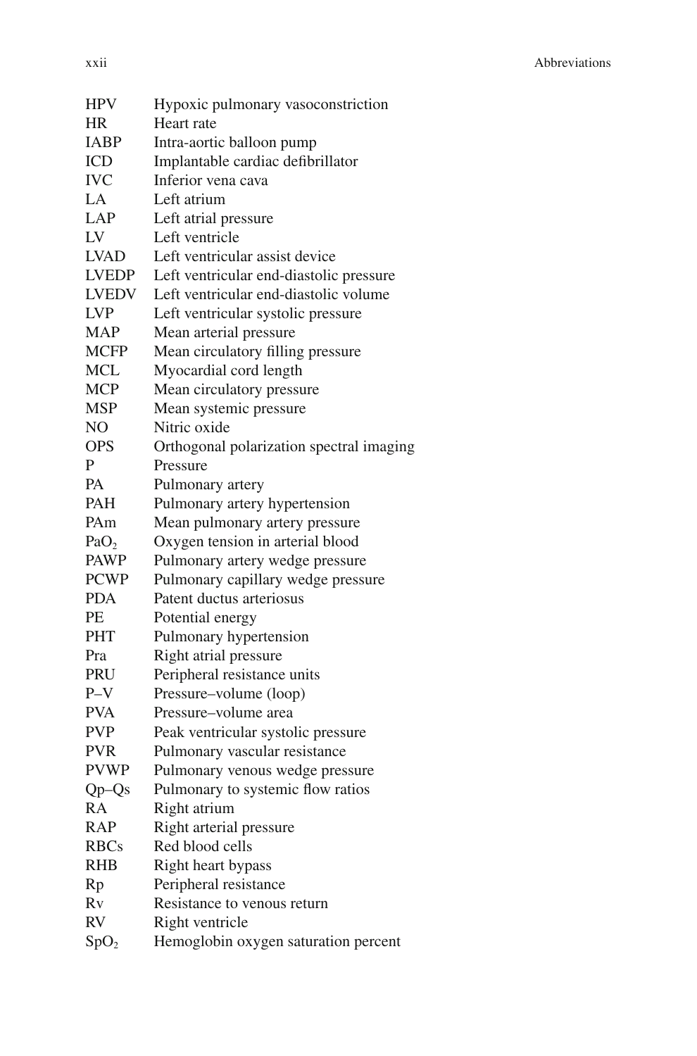| | |
|---|---|
| HPV | Hypoxic pulmonary vasoconstriction |
| HR | Heart rate |
| IABP | Intra-aortic balloon pump |
| ICD | Implantable cardiac defibrillator |
| IVC | Inferior vena cava |
| LA | Left atrium |
| LAP | Left atrial pressure |
| LV | Left ventricle |
| LVAD | Left ventricular assist device |
| LVEDP | Left ventricular end-diastolic pressure |
| LVEDV | Left ventricular end-diastolic volume |
| LVP | Left ventricular systolic pressure |
| MAP | Mean arterial pressure |
| MCFP | Mean circulatory filling pressure |
| MCL | Myocardial cord length |
| MCP | Mean circulatory pressure |
| MSP | Mean systemic pressure |
| NO | Nitric oxide |
| OPS | Orthogonal polarization spectral imaging |
| P | Pressure |
| PA | Pulmonary artery |
| PAH | Pulmonary artery hypertension |
| PAm | Mean pulmonary artery pressure |
| $PaO_2$ | Oxygen tension in arterial blood |
| PAWP | Pulmonary artery wedge pressure |
| PCWP | Pulmonary capillary wedge pressure |
| PDA | Patent ductus arteriosus |
| PE | Potential energy |
| PHT | Pulmonary hypertension |
| Pra | Right atrial pressure |
| PRU | Peripheral resistance units |
| P–V | Pressure–volume (loop) |
| PVA | Pressure–volume area |
| PVP | Peak ventricular systolic pressure |
| PVR | Pulmonary vascular resistance |
| PVWP | Pulmonary venous wedge pressure |
| Qp–Qs | Pulmonary to systemic flow ratios |
| RA | Right atrium |
| RAP | Right arterial pressure |
| RBCs | Red blood cells |
| RHB | Right heart bypass |
| Rp | Peripheral resistance |
| Rv | Resistance to venous return |
| RV | Right ventricle |
| $SpO_2$ | Hemoglobin oxygen saturation percent |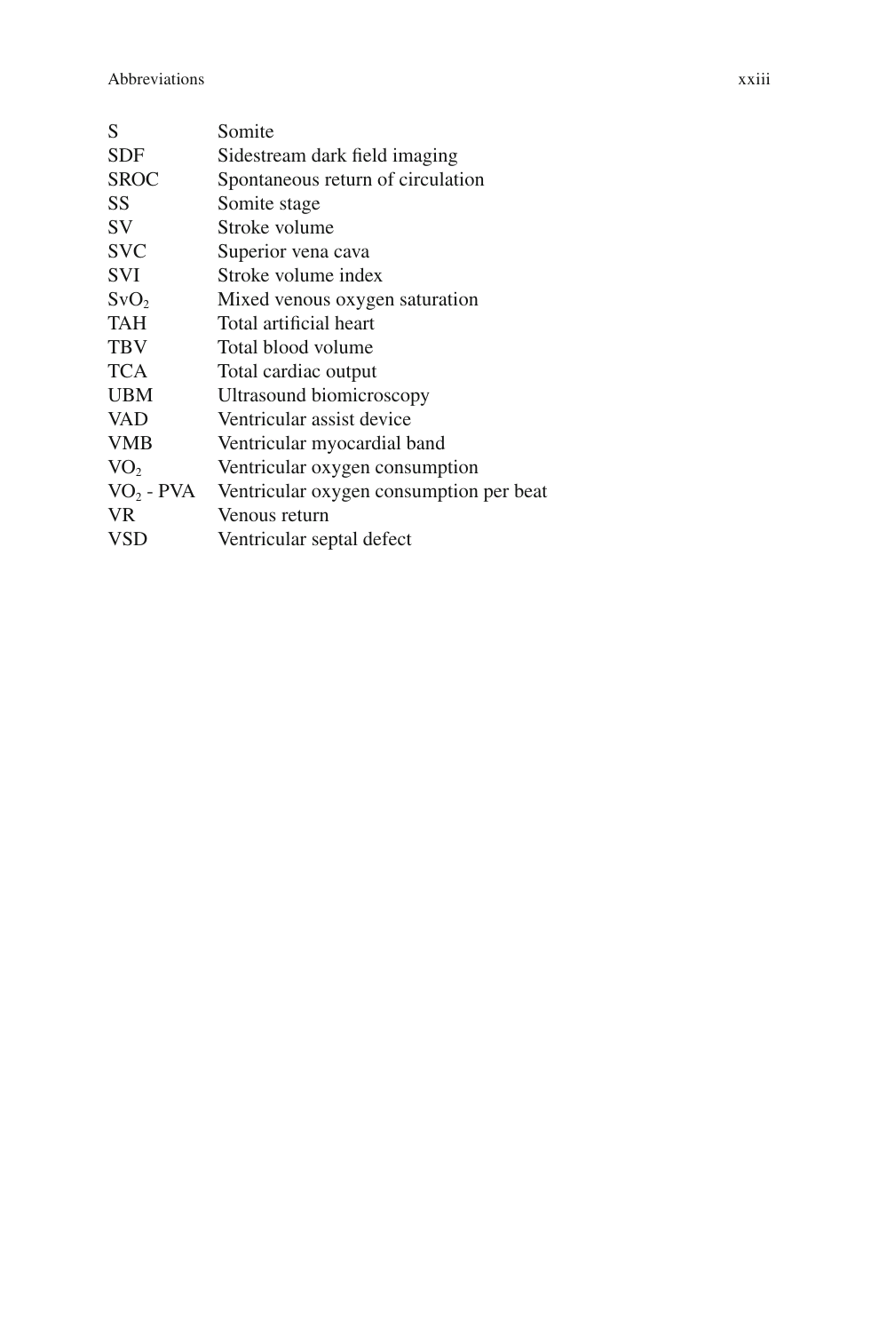| | |
|---|---|
| S | Somite |
| SDF | Sidestream dark field imaging |
| SROC | Spontaneous return of circulation |
| SS | Somite stage |
| SV | Stroke volume |
| SVC | Superior vena cava |
| SVI | Stroke volume index |
| $SvO_2$ | Mixed venous oxygen saturation |
| TAH | Total artificial heart |
| TBV | Total blood volume |
| TCA | Total cardiac output |
| UBM | Ultrasound biomicroscopy |
| VAD | Ventricular assist device |
| VMB | Ventricular myocardial band |
| $VO_2$ | Ventricular oxygen consumption |
| $VO_2$ - PVA | Ventricular oxygen consumption per beat |
| VR | Venous return |
| VSD | Ventricular septal defect |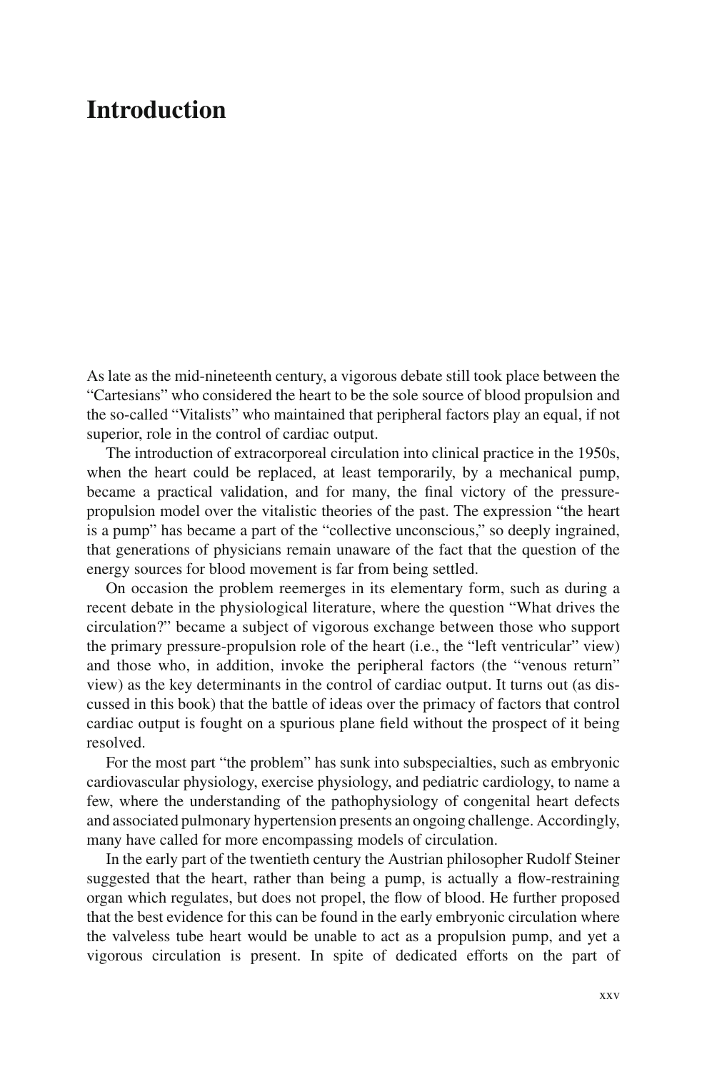# Introduction

As late as the mid-nineteenth century, a vigorous debate still took place between the "Cartesians" who considered the heart to be the sole source of blood propulsion and the so-called "Vitalists" who maintained that peripheral factors play an equal, if not superior, role in the control of cardiac output.

The introduction of extracorporeal circulation into clinical practice in the 1950s, when the heart could be replaced, at least temporarily, by a mechanical pump, became a practical validation, and for many, the final victory of the pressure-propulsion model over the vitalistic theories of the past. The expression "the heart is a pump" has became a part of the "collective unconscious," so deeply ingrained, that generations of physicians remain unaware of the fact that the question of the energy sources for blood movement is far from being settled.

On occasion the problem reemerges in its elementary form, such as during a recent debate in the physiological literature, where the question "What drives the circulation?" became a subject of vigorous exchange between those who support the primary pressure-propulsion role of the heart (i.e., the "left ventricular" view) and those who, in addition, invoke the peripheral factors (the "venous return" view) as the key determinants in the control of cardiac output. It turns out (as discussed in this book) that the battle of ideas over the primacy of factors that control cardiac output is fought on a spurious plane field without the prospect of it being resolved.

For the most part "the problem" has sunk into subspecialties, such as embryonic cardiovascular physiology, exercise physiology, and pediatric cardiology, to name a few, where the understanding of the pathophysiology of congenital heart defects and associated pulmonary hypertension presents an ongoing challenge. Accordingly, many have called for more encompassing models of circulation.

In the early part of the twentieth century the Austrian philosopher Rudolf Steiner suggested that the heart, rather than being a pump, is actually a flow-restraining organ which regulates, but does not propel, the flow of blood. He further proposed that the best evidence for this can be found in the early embryonic circulation where the valveless tube heart would be unable to act as a propulsion pump, and yet a vigorous circulation is present. In spite of dedicated efforts on the part of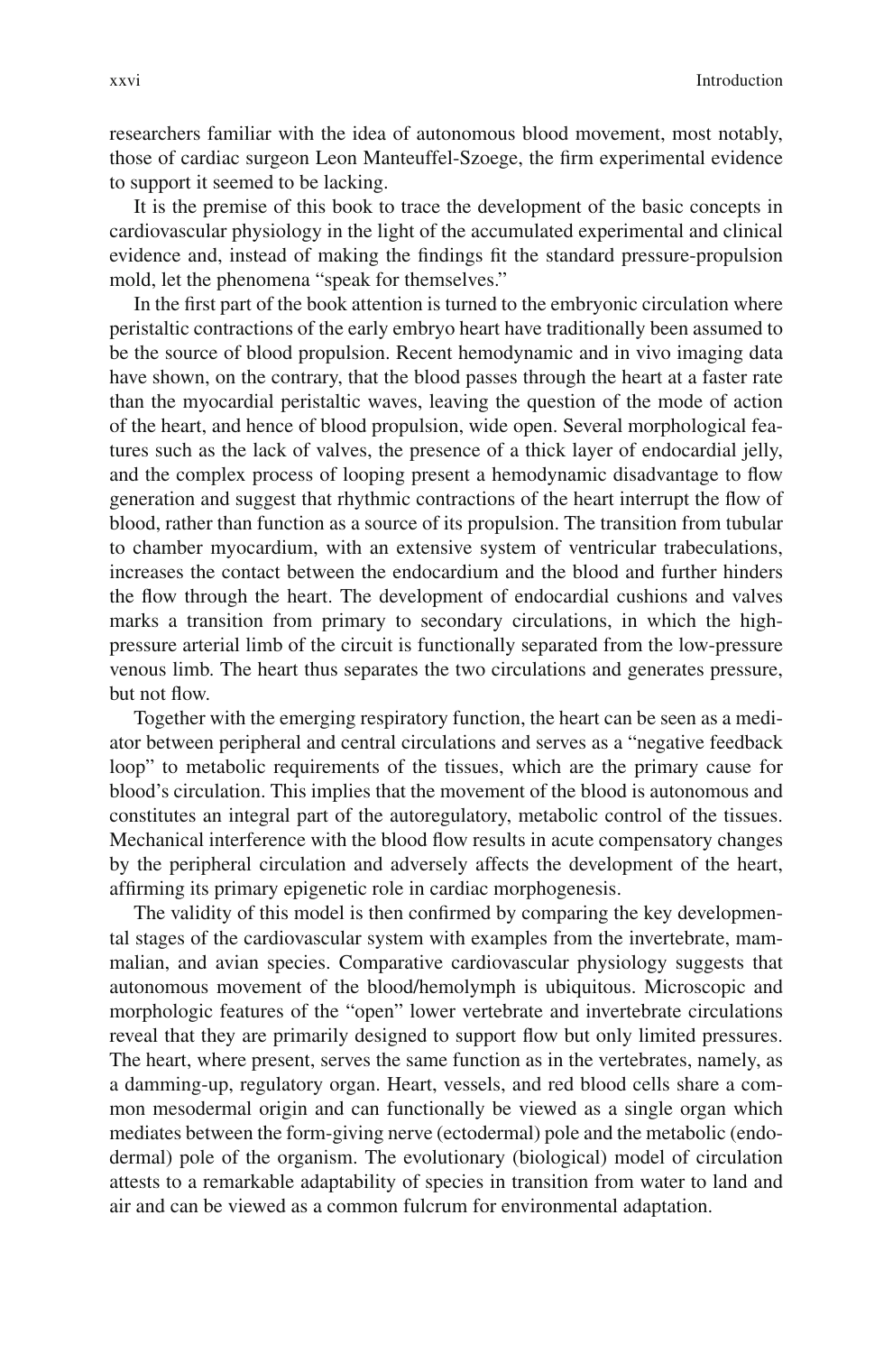researchers familiar with the idea of autonomous blood movement, most notably, those of cardiac surgeon Leon Manteuffel-Szoege, the firm experimental evidence to support it seemed to be lacking.

It is the premise of this book to trace the development of the basic concepts in cardiovascular physiology in the light of the accumulated experimental and clinical evidence and, instead of making the findings fit the standard pressure-propulsion mold, let the phenomena "speak for themselves."

In the first part of the book attention is turned to the embryonic circulation where peristaltic contractions of the early embryo heart have traditionally been assumed to be the source of blood propulsion. Recent hemodynamic and in vivo imaging data have shown, on the contrary, that the blood passes through the heart at a faster rate than the myocardial peristaltic waves, leaving the question of the mode of action of the heart, and hence of blood propulsion, wide open. Several morphological features such as the lack of valves, the presence of a thick layer of endocardial jelly, and the complex process of looping present a hemodynamic disadvantage to flow generation and suggest that rhythmic contractions of the heart interrupt the flow of blood, rather than function as a source of its propulsion. The transition from tubular to chamber myocardium, with an extensive system of ventricular trabeculations, increases the contact between the endocardium and the blood and further hinders the flow through the heart. The development of endocardial cushions and valves marks a transition from primary to secondary circulations, in which the high-pressure arterial limb of the circuit is functionally separated from the low-pressure venous limb. The heart thus separates the two circulations and generates pressure, but not flow.

Together with the emerging respiratory function, the heart can be seen as a mediator between peripheral and central circulations and serves as a "negative feedback loop" to metabolic requirements of the tissues, which are the primary cause for blood's circulation. This implies that the movement of the blood is autonomous and constitutes an integral part of the autoregulatory, metabolic control of the tissues. Mechanical interference with the blood flow results in acute compensatory changes by the peripheral circulation and adversely affects the development of the heart, affirming its primary epigenetic role in cardiac morphogenesis.

The validity of this model is then confirmed by comparing the key developmental stages of the cardiovascular system with examples from the invertebrate, mammalian, and avian species. Comparative cardiovascular physiology suggests that autonomous movement of the blood/hemolymph is ubiquitous. Microscopic and morphologic features of the "open" lower vertebrate and invertebrate circulations reveal that they are primarily designed to support flow but only limited pressures. The heart, where present, serves the same function as in the vertebrates, namely, as a damming-up, regulatory organ. Heart, vessels, and red blood cells share a common mesodermal origin and can functionally be viewed as a single organ which mediates between the form-giving nerve (ectodermal) pole and the metabolic (endodermal) pole of the organism. The evolutionary (biological) model of circulation attests to a remarkable adaptability of species in transition from water to land and air and can be viewed as a common fulcrum for environmental adaptation.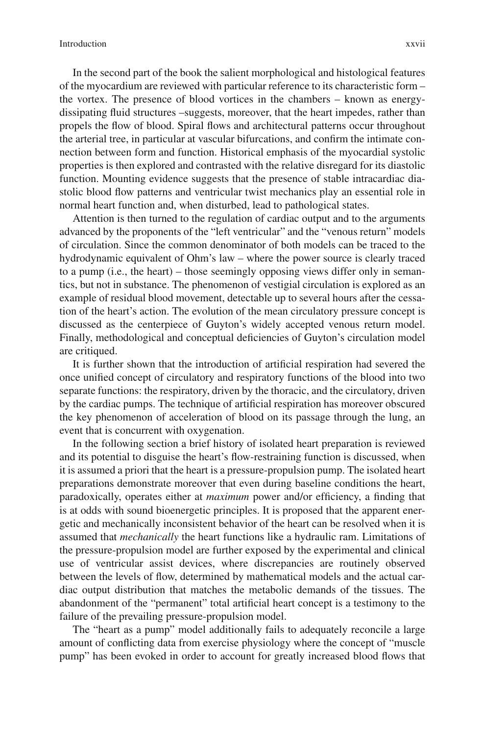In the second part of the book the salient morphological and histological features of the myocardium are reviewed with particular reference to its characteristic form – the vortex. The presence of blood vortices in the chambers – known as energy-dissipating fluid structures –suggests, moreover, that the heart impedes, rather than propels the flow of blood. Spiral flows and architectural patterns occur throughout the arterial tree, in particular at vascular bifurcations, and confirm the intimate connection between form and function. Historical emphasis of the myocardial systolic properties is then explored and contrasted with the relative disregard for its diastolic function. Mounting evidence suggests that the presence of stable intracardiac diastolic blood flow patterns and ventricular twist mechanics play an essential role in normal heart function and, when disturbed, lead to pathological states.

Attention is then turned to the regulation of cardiac output and to the arguments advanced by the proponents of the "left ventricular" and the "venous return" models of circulation. Since the common denominator of both models can be traced to the hydrodynamic equivalent of Ohm's law – where the power source is clearly traced to a pump (i.e., the heart) – those seemingly opposing views differ only in semantics, but not in substance. The phenomenon of vestigial circulation is explored as an example of residual blood movement, detectable up to several hours after the cessation of the heart's action. The evolution of the mean circulatory pressure concept is discussed as the centerpiece of Guyton's widely accepted venous return model. Finally, methodological and conceptual deficiencies of Guyton's circulation model are critiqued.

It is further shown that the introduction of artificial respiration had severed the once unified concept of circulatory and respiratory functions of the blood into two separate functions: the respiratory, driven by the thoracic, and the circulatory, driven by the cardiac pumps. The technique of artificial respiration has moreover obscured the key phenomenon of acceleration of blood on its passage through the lung, an event that is concurrent with oxygenation.

In the following section a brief history of isolated heart preparation is reviewed and its potential to disguise the heart's flow-restraining function is discussed, when it is assumed a priori that the heart is a pressure-propulsion pump. The isolated heart preparations demonstrate moreover that even during baseline conditions the heart, paradoxically, operates either at *maximum* power and/or efficiency, a finding that is at odds with sound bioenergetic principles. It is proposed that the apparent energetic and mechanically inconsistent behavior of the heart can be resolved when it is assumed that *mechanically* the heart functions like a hydraulic ram. Limitations of the pressure-propulsion model are further exposed by the experimental and clinical use of ventricular assist devices, where discrepancies are routinely observed between the levels of flow, determined by mathematical models and the actual cardiac output distribution that matches the metabolic demands of the tissues. The abandonment of the "permanent" total artificial heart concept is a testimony to the failure of the prevailing pressure-propulsion model.

The "heart as a pump" model additionally fails to adequately reconcile a large amount of conflicting data from exercise physiology where the concept of "muscle pump" has been evoked in order to account for greatly increased blood flows that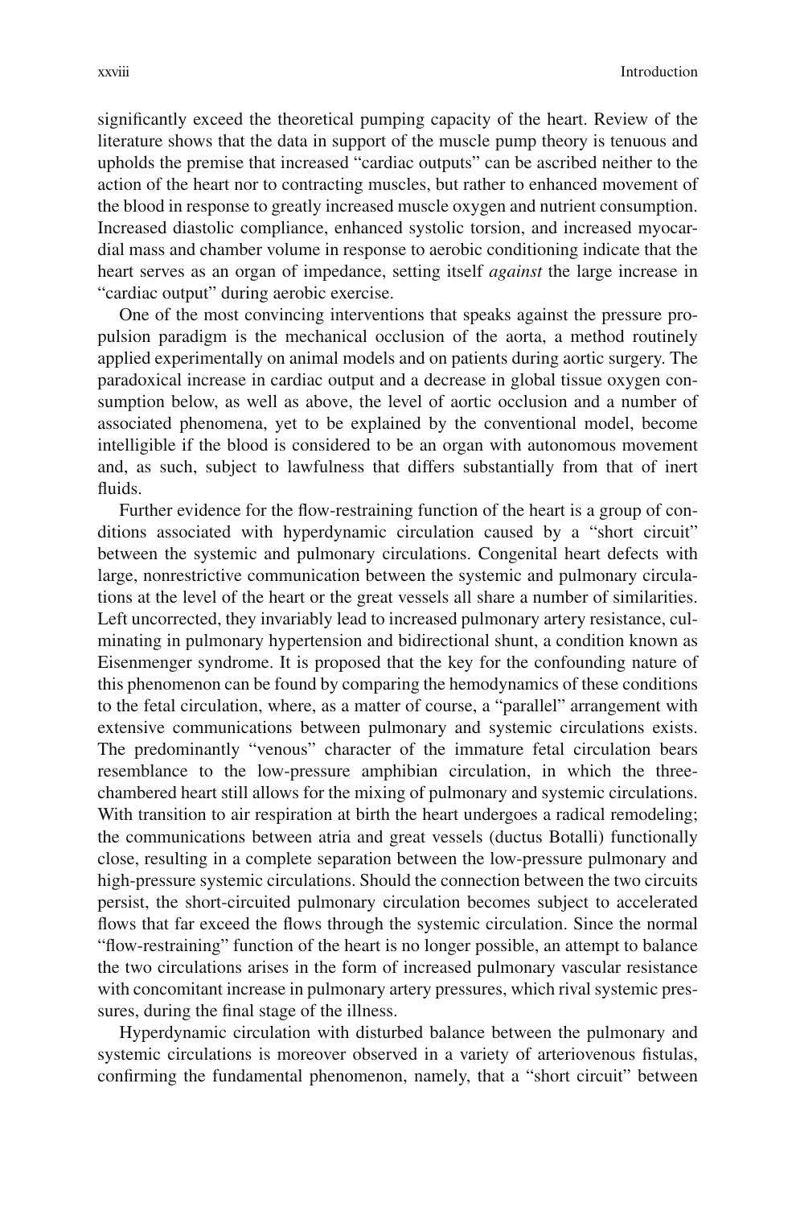significantly exceed the theoretical pumping capacity of the heart. Review of the literature shows that the data in support of the muscle pump theory is tenuous and upholds the premise that increased "cardiac outputs" can be ascribed neither to the action of the heart nor to contracting muscles, but rather to enhanced movement of the blood in response to greatly increased muscle oxygen and nutrient consumption. Increased diastolic compliance, enhanced systolic torsion, and increased myocardial mass and chamber volume in response to aerobic conditioning indicate that the heart serves as an organ of impedance, setting itself *against* the large increase in "cardiac output" during aerobic exercise.

One of the most convincing interventions that speaks against the pressure propulsion paradigm is the mechanical occlusion of the aorta, a method routinely applied experimentally on animal models and on patients during aortic surgery. The paradoxical increase in cardiac output and a decrease in global tissue oxygen consumption below, as well as above, the level of aortic occlusion and a number of associated phenomena, yet to be explained by the conventional model, become intelligible if the blood is considered to be an organ with autonomous movement and, as such, subject to lawfulness that differs substantially from that of inert fluids.

Further evidence for the flow-restraining function of the heart is a group of conditions associated with hyperdynamic circulation caused by a "short circuit" between the systemic and pulmonary circulations. Congenital heart defects with large, nonrestrictive communication between the systemic and pulmonary circulations at the level of the heart or the great vessels all share a number of similarities. Left uncorrected, they invariably lead to increased pulmonary artery resistance, culminating in pulmonary hypertension and bidirectional shunt, a condition known as Eisenmenger syndrome. It is proposed that the key for the confounding nature of this phenomenon can be found by comparing the hemodynamics of these conditions to the fetal circulation, where, as a matter of course, a "parallel" arrangement with extensive communications between pulmonary and systemic circulations exists. The predominantly "venous" character of the immature fetal circulation bears resemblance to the low-pressure amphibian circulation, in which the three-chambered heart still allows for the mixing of pulmonary and systemic circulations. With transition to air respiration at birth the heart undergoes a radical remodeling; the communications between atria and great vessels (ductus Botalli) functionally close, resulting in a complete separation between the low-pressure pulmonary and high-pressure systemic circulations. Should the connection between the two circuits persist, the short-circuited pulmonary circulation becomes subject to accelerated flows that far exceed the flows through the systemic circulation. Since the normal "flow-restraining" function of the heart is no longer possible, an attempt to balance the two circulations arises in the form of increased pulmonary vascular resistance with concomitant increase in pulmonary artery pressures, which rival systemic pressures, during the final stage of the illness.

Hyperdynamic circulation with disturbed balance between the pulmonary and systemic circulations is moreover observed in a variety of arteriovenous fistulas, confirming the fundamental phenomenon, namely, that a "short circuit" between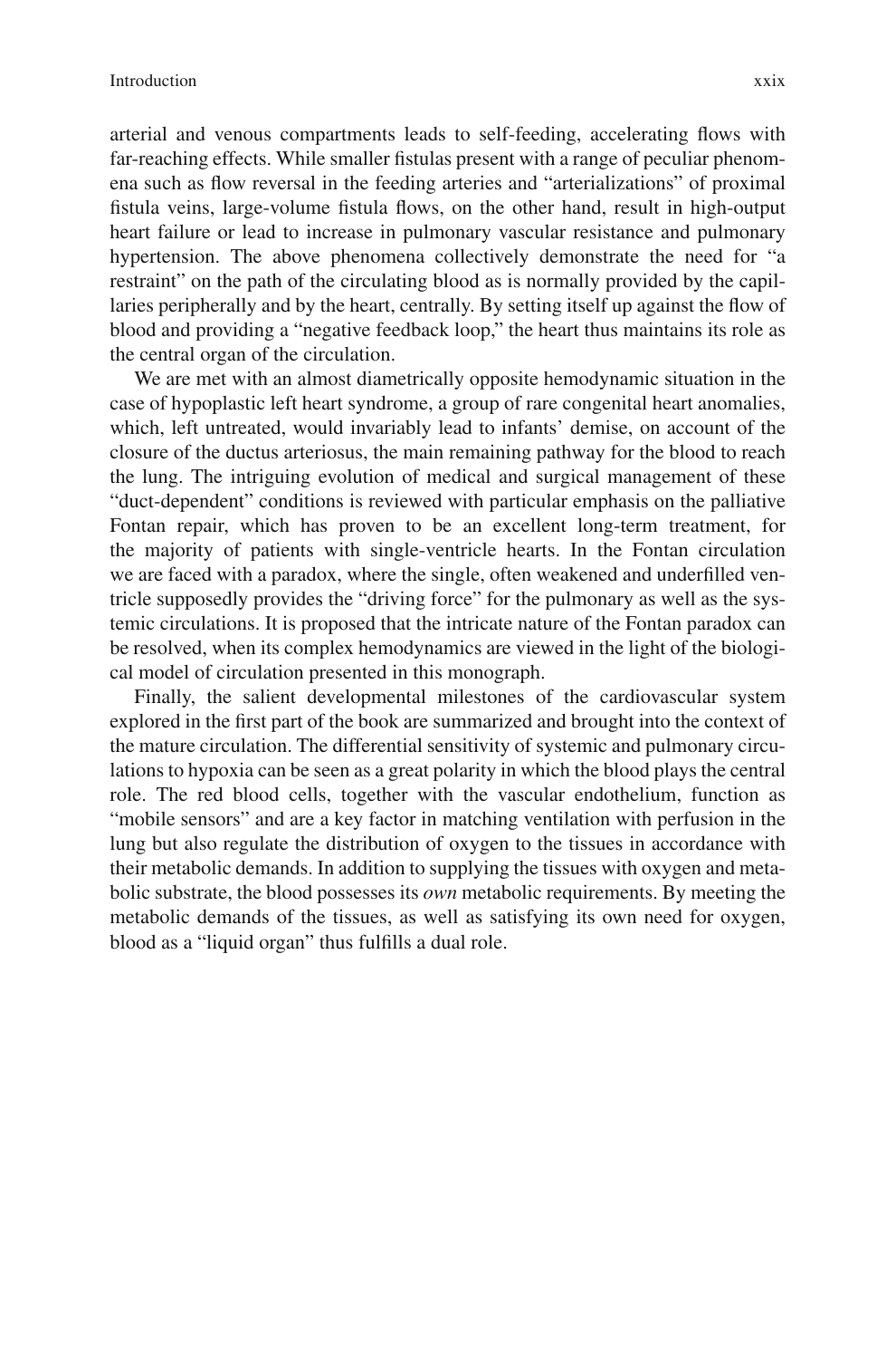arterial and venous compartments leads to self-feeding, accelerating flows with far-reaching effects. While smaller fistulas present with a range of peculiar phenomena such as flow reversal in the feeding arteries and "arterializations" of proximal fistula veins, large-volume fistula flows, on the other hand, result in high-output heart failure or lead to increase in pulmonary vascular resistance and pulmonary hypertension. The above phenomena collectively demonstrate the need for "a restraint" on the path of the circulating blood as is normally provided by the capillaries peripherally and by the heart, centrally. By setting itself up against the flow of blood and providing a "negative feedback loop," the heart thus maintains its role as the central organ of the circulation.

We are met with an almost diametrically opposite hemodynamic situation in the case of hypoplastic left heart syndrome, a group of rare congenital heart anomalies, which, left untreated, would invariably lead to infants' demise, on account of the closure of the ductus arteriosus, the main remaining pathway for the blood to reach the lung. The intriguing evolution of medical and surgical management of these "duct-dependent" conditions is reviewed with particular emphasis on the palliative Fontan repair, which has proven to be an excellent long-term treatment, for the majority of patients with single-ventricle hearts. In the Fontan circulation we are faced with a paradox, where the single, often weakened and underfilled ventricle supposedly provides the "driving force" for the pulmonary as well as the systemic circulations. It is proposed that the intricate nature of the Fontan paradox can be resolved, when its complex hemodynamics are viewed in the light of the biological model of circulation presented in this monograph.

Finally, the salient developmental milestones of the cardiovascular system explored in the first part of the book are summarized and brought into the context of the mature circulation. The differential sensitivity of systemic and pulmonary circulations to hypoxia can be seen as a great polarity in which the blood plays the central role. The red blood cells, together with the vascular endothelium, function as "mobile sensors" and are a key factor in matching ventilation with perfusion in the lung but also regulate the distribution of oxygen to the tissues in accordance with their metabolic demands. In addition to supplying the tissues with oxygen and metabolic substrate, the blood possesses its *own* metabolic requirements. By meeting the metabolic demands of the tissues, as well as satisfying its own need for oxygen, blood as a "liquid organ" thus fulfills a dual role.